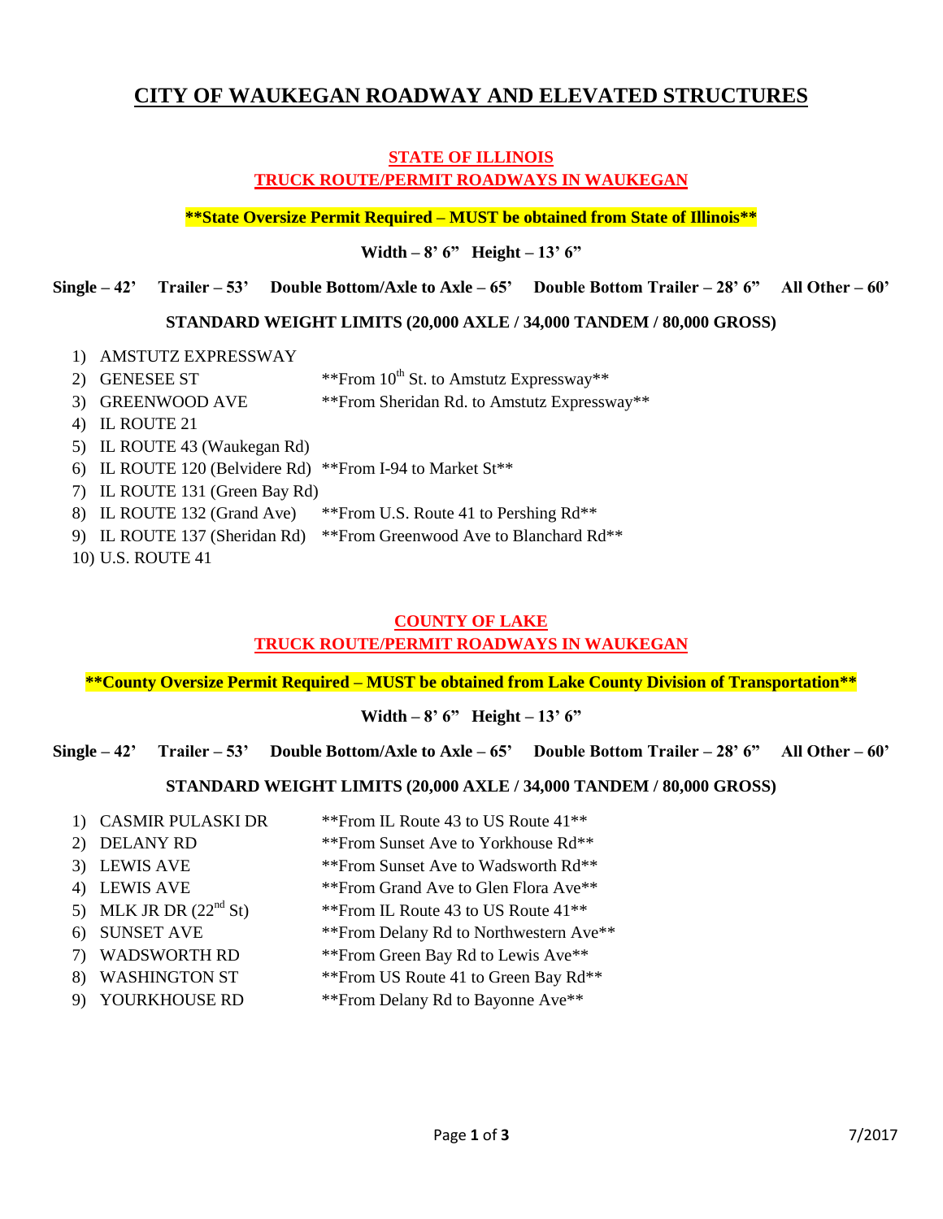# CITY OF WAUKEGAN ROADWAY AND ELEVATED STRUCTURES

## STATE OF ILLINOIS
## TRUCK ROUTE/PERMIT ROADWAYS IN WAUKEGAN

**\*\*State Oversize Permit Required – MUST be obtained from State of Illinois\*\***

**Width – 8' 6"   Height – 13' 6"**

**Single – 42'   Trailer – 53'   Double Bottom/Axle to Axle – 65'   Double Bottom Trailer – 28' 6"   All Other – 60'**

**STANDARD WEIGHT LIMITS (20,000 AXLE / 34,000 TANDEM / 80,000 GROSS)**

1) AMSTUTZ EXPRESSWAY
2) GENESEE ST — **From 10th St. to Amstutz Expressway**
3) GREENWOOD AVE — **From Sheridan Rd. to Amstutz Expressway**
4) IL ROUTE 21
5) IL ROUTE 43 (Waukegan Rd)
6) IL ROUTE 120 (Belvidere Rd) — **From I-94 to Market St**
7) IL ROUTE 131 (Green Bay Rd)
8) IL ROUTE 132 (Grand Ave) — **From U.S. Route 41 to Pershing Rd**
9) IL ROUTE 137 (Sheridan Rd) — **From Greenwood Ave to Blanchard Rd**
10) U.S. ROUTE 41

## COUNTY OF LAKE
## TRUCK ROUTE/PERMIT ROADWAYS IN WAUKEGAN

**\*\*County Oversize Permit Required – MUST be obtained from Lake County Division of Transportation\*\***

**Width – 8' 6"   Height – 13' 6"**

**Single – 42'   Trailer – 53'   Double Bottom/Axle to Axle – 65'   Double Bottom Trailer – 28' 6"   All Other – 60'**

**STANDARD WEIGHT LIMITS (20,000 AXLE / 34,000 TANDEM / 80,000 GROSS)**

1) CASMIR PULASKI DR — **From IL Route 43 to US Route 41**
2) DELANY RD — **From Sunset Ave to Yorkhouse Rd**
3) LEWIS AVE — **From Sunset Ave to Wadsworth Rd**
4) LEWIS AVE — **From Grand Ave to Glen Flora Ave**
5) MLK JR DR (22nd St) — **From IL Route 43 to US Route 41**
6) SUNSET AVE — **From Delany Rd to Northwestern Ave**
7) WADSWORTH RD — **From Green Bay Rd to Lewis Ave**
8) WASHINGTON ST — **From US Route 41 to Green Bay Rd**
9) YOURKHOUSE RD — **From Delany Rd to Bayonne Ave**

7/2017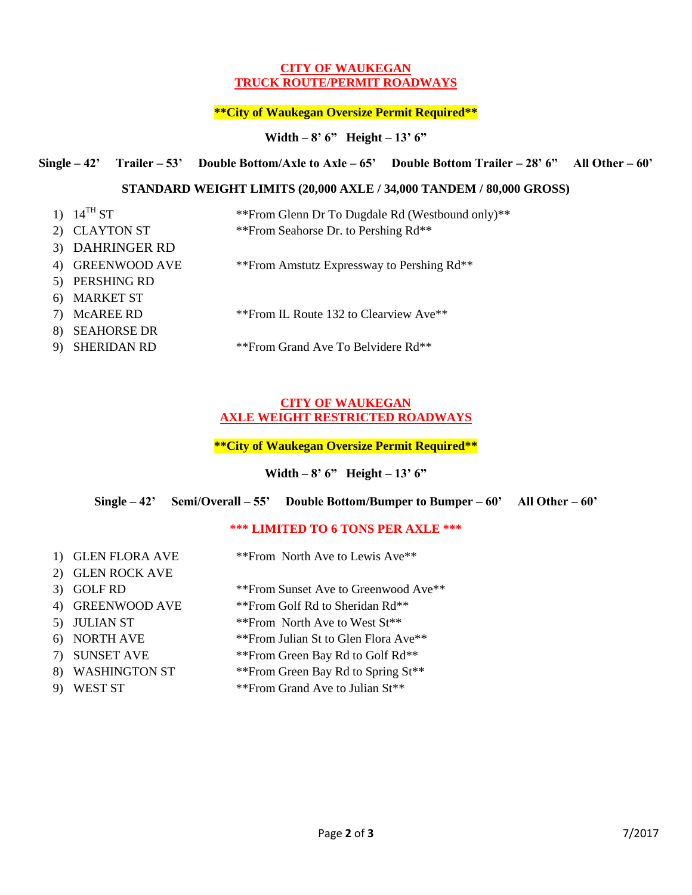## CITY OF WAUKEGAN
## TRUCK ROUTE/PERMIT ROADWAYS

**\*\*City of Waukegan Oversize Permit Required\*\***

**Width – 8' 6" Height – 13' 6"**

**Single – 42' Trailer – 53' Double Bottom/Axle to Axle – 65' Double Bottom Trailer – 28' 6" All Other – 60'**

**STANDARD WEIGHT LIMITS (20,000 AXLE / 34,000 TANDEM / 80,000 GROSS)**

1) 14TH ST — \*\*From Glenn Dr To Dugdale Rd (Westbound only)\*\*
2) CLAYTON ST — \*\*From Seahorse Dr. to Pershing Rd\*\*
3) DAHRINGER RD
4) GREENWOOD AVE — \*\*From Amstutz Expressway to Pershing Rd\*\*
5) PERSHING RD
6) MARKET ST
7) McAREE RD — \*\*From IL Route 132 to Clearview Ave\*\*
8) SEAHORSE DR
9) SHERIDAN RD — \*\*From Grand Ave To Belvidere Rd\*\*

## CITY OF WAUKEGAN
## AXLE WEIGHT RESTRICTED ROADWAYS

**\*\*City of Waukegan Oversize Permit Required\*\***

**Width – 8' 6" Height – 13' 6"**

**Single – 42' Semi/Overall – 55' Double Bottom/Bumper to Bumper – 60' All Other – 60'**

**\*\*\* LIMITED TO 6 TONS PER AXLE \*\*\***

1) GLEN FLORA AVE — \*\*From North Ave to Lewis Ave\*\*
2) GLEN ROCK AVE
3) GOLF RD — \*\*From Sunset Ave to Greenwood Ave\*\*
4) GREENWOOD AVE — \*\*From Golf Rd to Sheridan Rd\*\*
5) JULIAN ST — \*\*From North Ave to West St\*\*
6) NORTH AVE — \*\*From Julian St to Glen Flora Ave\*\*
7) SUNSET AVE — \*\*From Green Bay Rd to Golf Rd\*\*
8) WASHINGTON ST — \*\*From Green Bay Rd to Spring St\*\*
9) WEST ST — \*\*From Grand Ave to Julian St\*\*

7/2017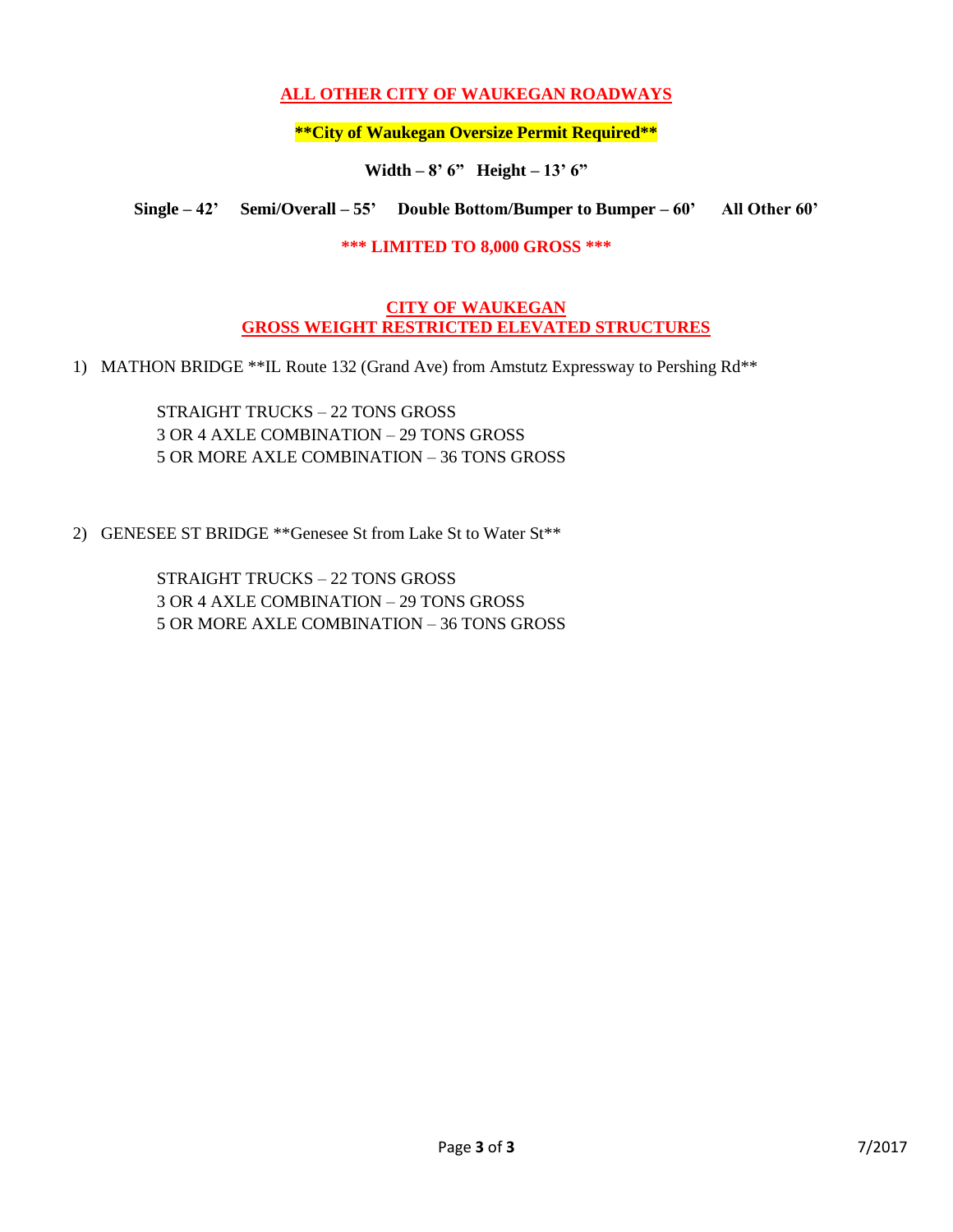## ALL OTHER CITY OF WAUKEGAN ROADWAYS

**\*\*City of Waukegan Oversize Permit Required\*\***

**Width – 8’ 6”   Height – 13’ 6”**

**Single – 42’   Semi/Overall – 55’   Double Bottom/Bumper to Bumper – 60’   All Other 60’**

**\*\*\* LIMITED TO 8,000 GROSS \*\*\***

## CITY OF WAUKEGAN
## GROSS WEIGHT RESTRICTED ELEVATED STRUCTURES

1) MATHON BRIDGE **IL Route 132 (Grand Ave) from Amstutz Expressway to Pershing Rd**

   STRAIGHT TRUCKS – 22 TONS GROSS
   3 OR 4 AXLE COMBINATION – 29 TONS GROSS
   5 OR MORE AXLE COMBINATION – 36 TONS GROSS

2) GENESEE ST BRIDGE **Genesee St from Lake St to Water St**

   STRAIGHT TRUCKS – 22 TONS GROSS
   3 OR 4 AXLE COMBINATION – 29 TONS GROSS
   5 OR MORE AXLE COMBINATION – 36 TONS GROSS

7/2017